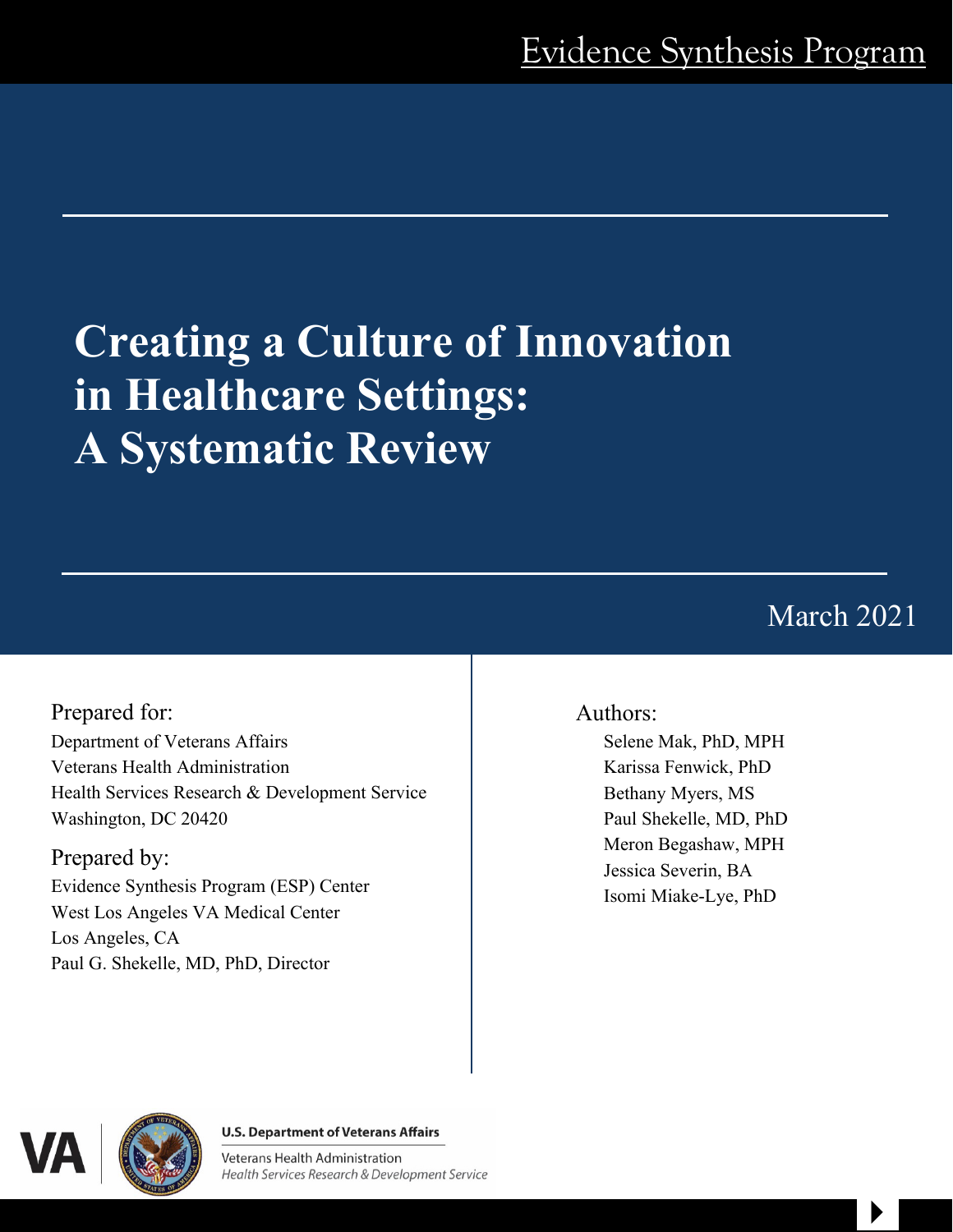Evidence Synthesis Program

# Creating a Culture of Innovation in Healthcare Settings: A Systematic Review

March 2021

Prepared for:
Department of Veterans Affairs
Veterans Health Administration
Health Services Research & Development Service
Washington, DC 20420

Prepared by:
Evidence Synthesis Program (ESP) Center
West Los Angeles VA Medical Center
Los Angeles, CA
Paul G. Shekelle, MD, PhD, Director

Authors:
Selene Mak, PhD, MPH
Karissa Fenwick, PhD
Bethany Myers, MS
Paul Shekelle, MD, PhD
Meron Begashaw, MPH
Jessica Severin, BA
Isomi Miake-Lye, PhD

U.S. Department of Veterans Affairs
Veterans Health Administration
*Health Services Research & Development Service*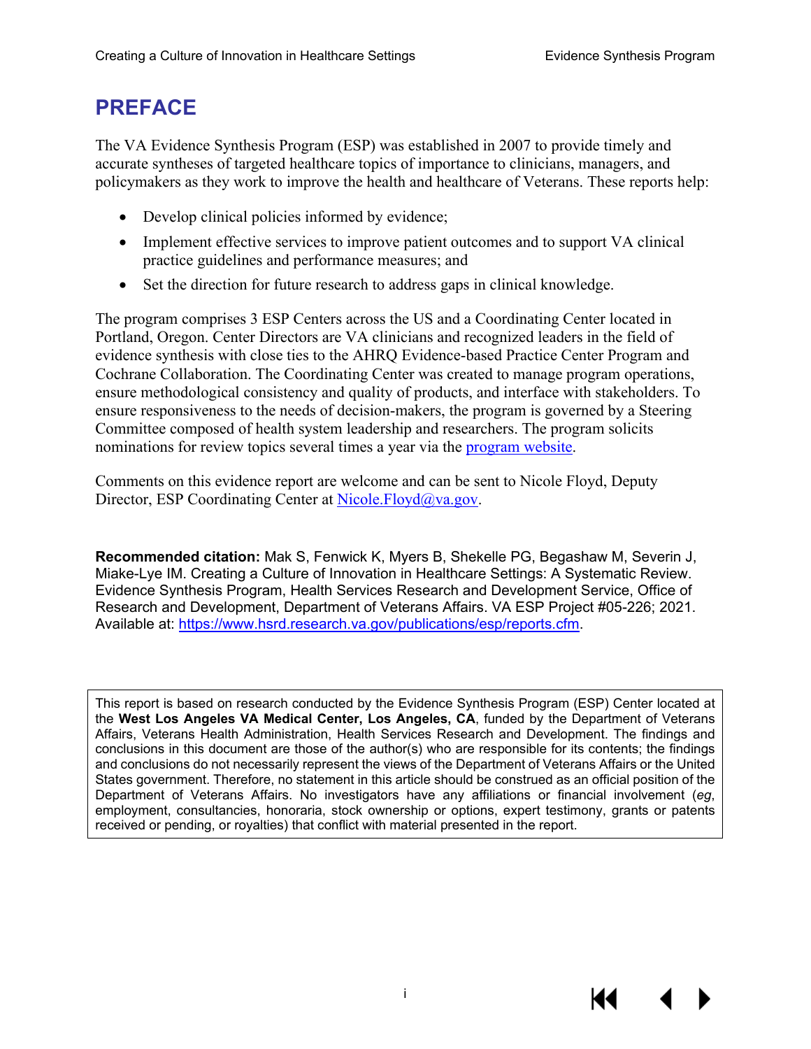# PREFACE

The VA Evidence Synthesis Program (ESP) was established in 2007 to provide timely and accurate syntheses of targeted healthcare topics of importance to clinicians, managers, and policymakers as they work to improve the health and healthcare of Veterans. These reports help:

- Develop clinical policies informed by evidence;
- Implement effective services to improve patient outcomes and to support VA clinical practice guidelines and performance measures; and
- Set the direction for future research to address gaps in clinical knowledge.

The program comprises 3 ESP Centers across the US and a Coordinating Center located in Portland, Oregon. Center Directors are VA clinicians and recognized leaders in the field of evidence synthesis with close ties to the AHRQ Evidence-based Practice Center Program and Cochrane Collaboration. The Coordinating Center was created to manage program operations, ensure methodological consistency and quality of products, and interface with stakeholders. To ensure responsiveness to the needs of decision-makers, the program is governed by a Steering Committee composed of health system leadership and researchers. The program solicits nominations for review topics several times a year via the program website.

Comments on this evidence report are welcome and can be sent to Nicole Floyd, Deputy Director, ESP Coordinating Center at Nicole.Floyd@va.gov.

**Recommended citation:** Mak S, Fenwick K, Myers B, Shekelle PG, Begashaw M, Severin J, Miake-Lye IM. Creating a Culture of Innovation in Healthcare Settings: A Systematic Review. Evidence Synthesis Program, Health Services Research and Development Service, Office of Research and Development, Department of Veterans Affairs. VA ESP Project #05-226; 2021. Available at: https://www.hsrd.research.va.gov/publications/esp/reports.cfm.

This report is based on research conducted by the Evidence Synthesis Program (ESP) Center located at the **West Los Angeles VA Medical Center, Los Angeles, CA**, funded by the Department of Veterans Affairs, Veterans Health Administration, Health Services Research and Development. The findings and conclusions in this document are those of the author(s) who are responsible for its contents; the findings and conclusions do not necessarily represent the views of the Department of Veterans Affairs or the United States government. Therefore, no statement in this article should be construed as an official position of the Department of Veterans Affairs. No investigators have any affiliations or financial involvement (*eg*, employment, consultancies, honoraria, stock ownership or options, expert testimony, grants or patents received or pending, or royalties) that conflict with material presented in the report.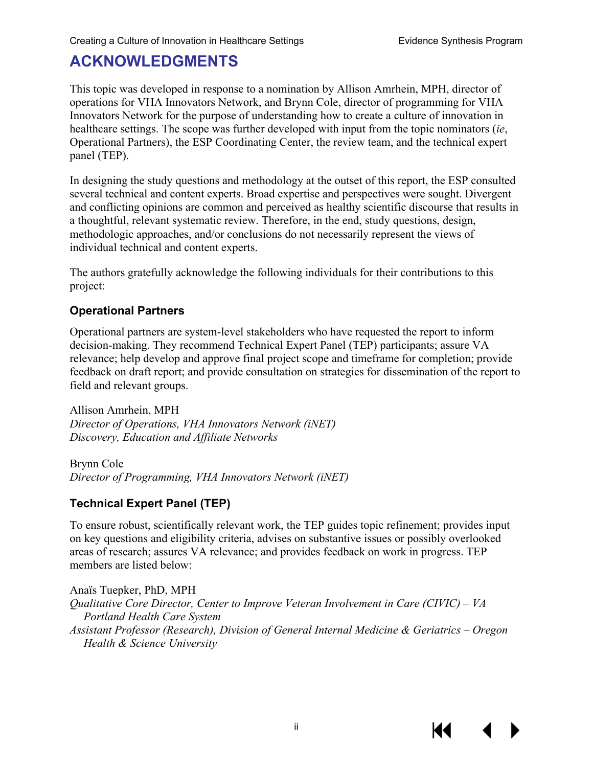# ACKNOWLEDGMENTS

This topic was developed in response to a nomination by Allison Amrhein, MPH, director of operations for VHA Innovators Network, and Brynn Cole, director of programming for VHA Innovators Network for the purpose of understanding how to create a culture of innovation in healthcare settings. The scope was further developed with input from the topic nominators (*ie*, Operational Partners), the ESP Coordinating Center, the review team, and the technical expert panel (TEP).

In designing the study questions and methodology at the outset of this report, the ESP consulted several technical and content experts. Broad expertise and perspectives were sought. Divergent and conflicting opinions are common and perceived as healthy scientific discourse that results in a thoughtful, relevant systematic review. Therefore, in the end, study questions, design, methodologic approaches, and/or conclusions do not necessarily represent the views of individual technical and content experts.

The authors gratefully acknowledge the following individuals for their contributions to this project:

### Operational Partners

Operational partners are system-level stakeholders who have requested the report to inform decision-making. They recommend Technical Expert Panel (TEP) participants; assure VA relevance; help develop and approve final project scope and timeframe for completion; provide feedback on draft report; and provide consultation on strategies for dissemination of the report to field and relevant groups.

Allison Amrhein, MPH
*Director of Operations, VHA Innovators Network (iNET)*
*Discovery, Education and Affiliate Networks*

Brynn Cole
*Director of Programming, VHA Innovators Network (iNET)*

### Technical Expert Panel (TEP)

To ensure robust, scientifically relevant work, the TEP guides topic refinement; provides input on key questions and eligibility criteria, advises on substantive issues or possibly overlooked areas of research; assures VA relevance; and provides feedback on work in progress. TEP members are listed below:

Anaïs Tuepker, PhD, MPH
*Qualitative Core Director, Center to Improve Veteran Involvement in Care (CIVIC) – VA Portland Health Care System*
*Assistant Professor (Research), Division of General Internal Medicine & Geriatrics – Oregon Health & Science University*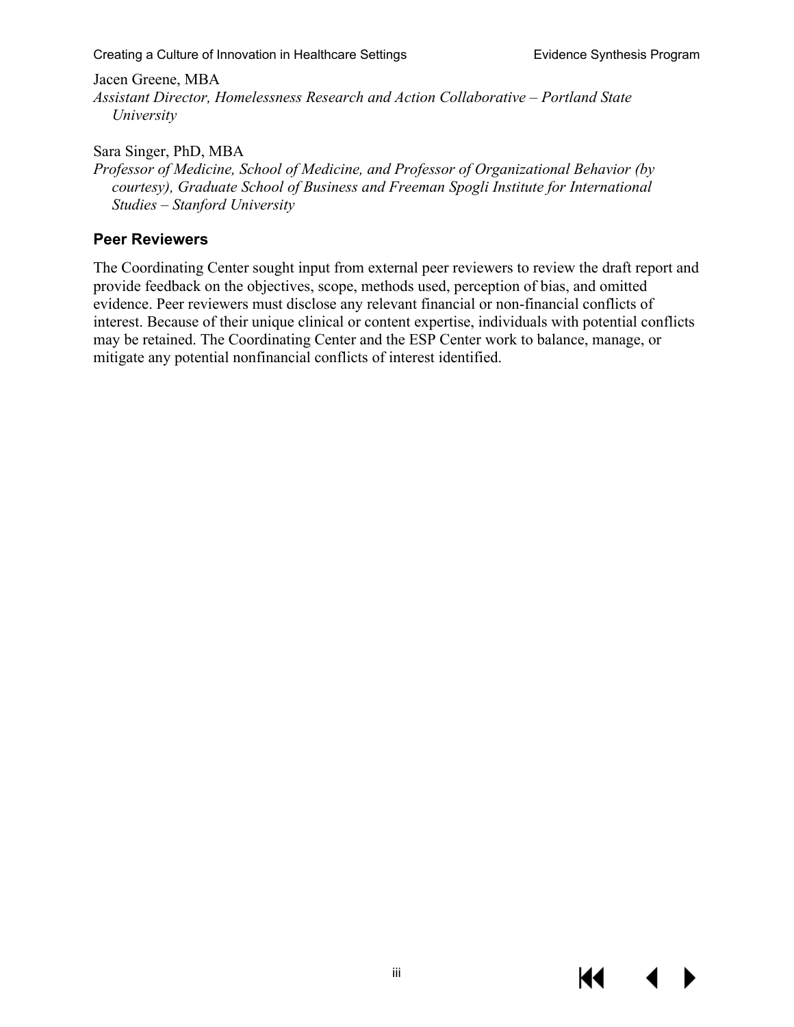Jacen Greene, MBA
*Assistant Director, Homelessness Research and Action Collaborative – Portland State University*

Sara Singer, PhD, MBA
*Professor of Medicine, School of Medicine, and Professor of Organizational Behavior (by courtesy), Graduate School of Business and Freeman Spogli Institute for International Studies – Stanford University*

## Peer Reviewers

The Coordinating Center sought input from external peer reviewers to review the draft report and provide feedback on the objectives, scope, methods used, perception of bias, and omitted evidence. Peer reviewers must disclose any relevant financial or non-financial conflicts of interest. Because of their unique clinical or content expertise, individuals with potential conflicts may be retained. The Coordinating Center and the ESP Center work to balance, manage, or mitigate any potential nonfinancial conflicts of interest identified.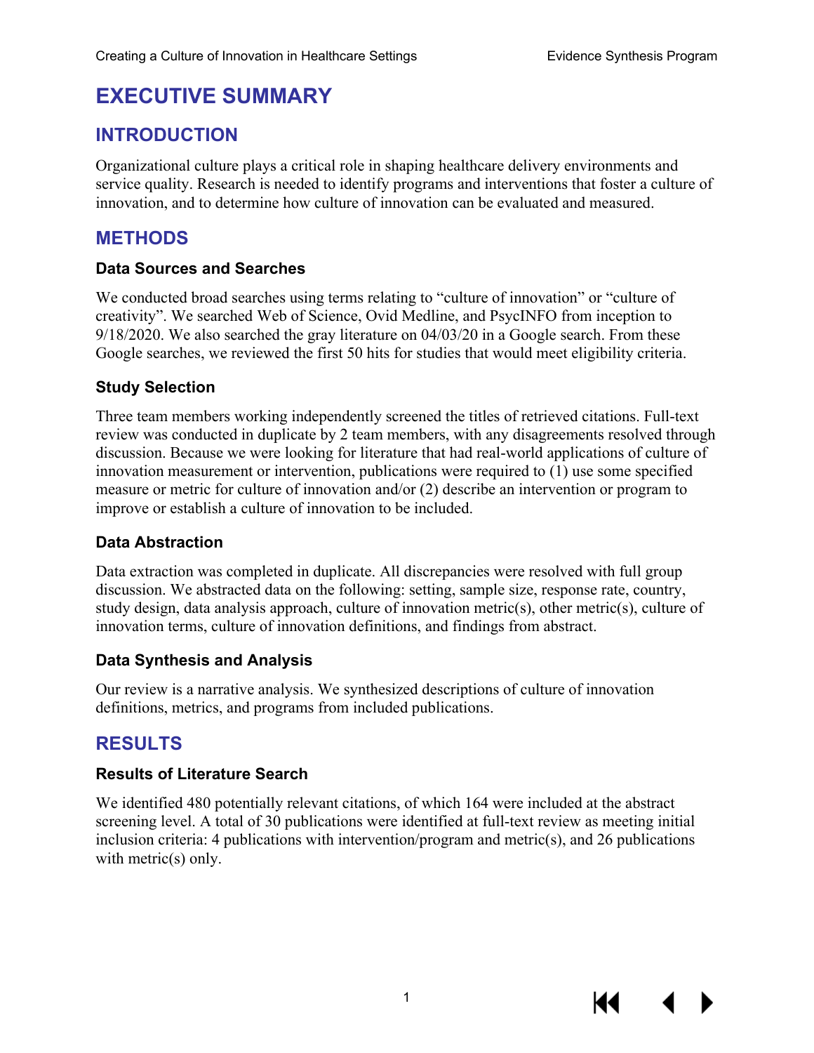# EXECUTIVE SUMMARY

## INTRODUCTION

Organizational culture plays a critical role in shaping healthcare delivery environments and service quality. Research is needed to identify programs and interventions that foster a culture of innovation, and to determine how culture of innovation can be evaluated and measured.

## METHODS

### Data Sources and Searches

We conducted broad searches using terms relating to "culture of innovation" or "culture of creativity". We searched Web of Science, Ovid Medline, and PsycINFO from inception to 9/18/2020. We also searched the gray literature on 04/03/20 in a Google search. From these Google searches, we reviewed the first 50 hits for studies that would meet eligibility criteria.

### Study Selection

Three team members working independently screened the titles of retrieved citations. Full-text review was conducted in duplicate by 2 team members, with any disagreements resolved through discussion. Because we were looking for literature that had real-world applications of culture of innovation measurement or intervention, publications were required to (1) use some specified measure or metric for culture of innovation and/or (2) describe an intervention or program to improve or establish a culture of innovation to be included.

### Data Abstraction

Data extraction was completed in duplicate. All discrepancies were resolved with full group discussion. We abstracted data on the following: setting, sample size, response rate, country, study design, data analysis approach, culture of innovation metric(s), other metric(s), culture of innovation terms, culture of innovation definitions, and findings from abstract.

### Data Synthesis and Analysis

Our review is a narrative analysis. We synthesized descriptions of culture of innovation definitions, metrics, and programs from included publications.

## RESULTS

### Results of Literature Search

We identified 480 potentially relevant citations, of which 164 were included at the abstract screening level. A total of 30 publications were identified at full-text review as meeting initial inclusion criteria: 4 publications with intervention/program and metric(s), and 26 publications with metric(s) only.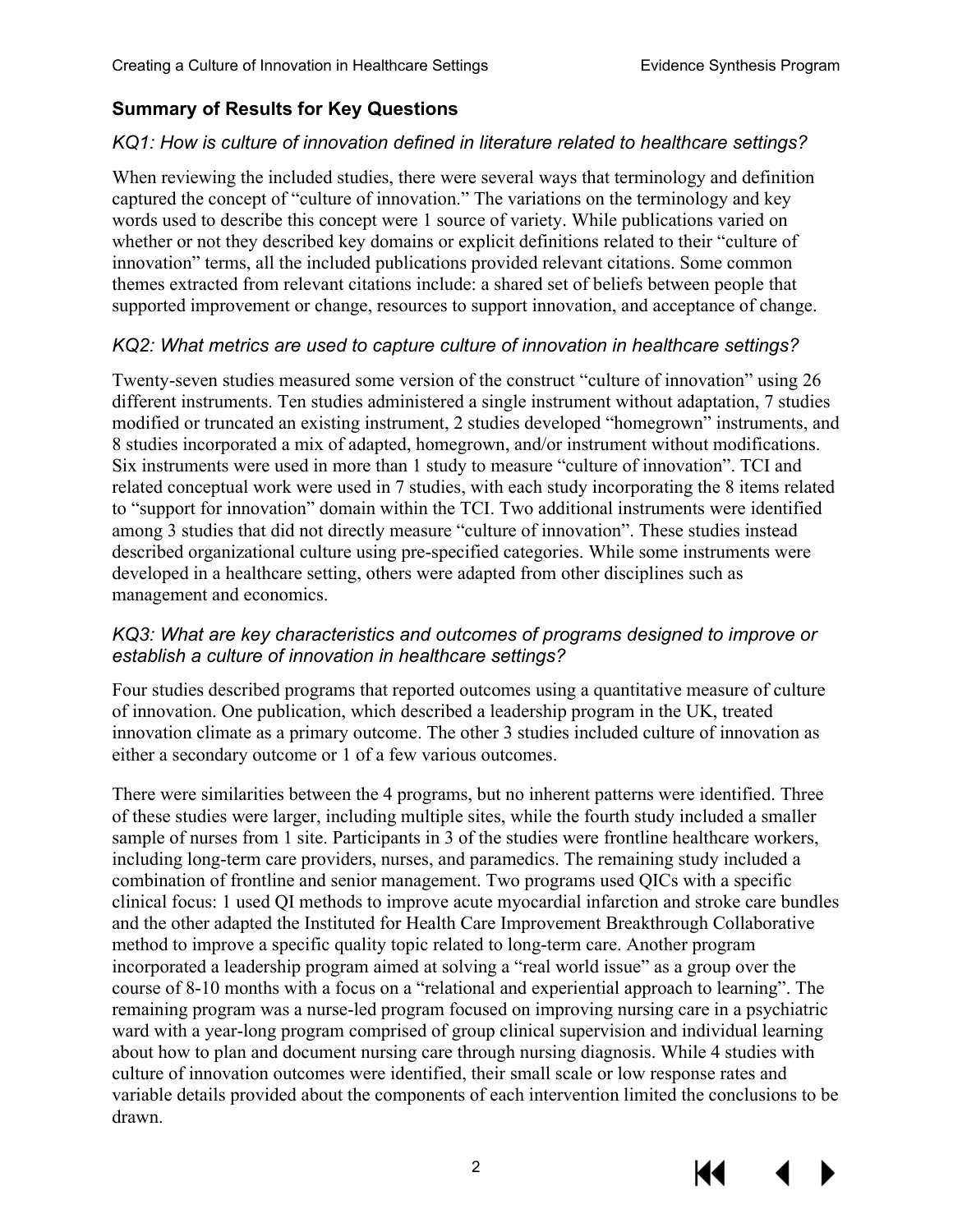### Summary of Results for Key Questions

#### *KQ1: How is culture of innovation defined in literature related to healthcare settings?*

When reviewing the included studies, there were several ways that terminology and definition captured the concept of "culture of innovation." The variations on the terminology and key words used to describe this concept were 1 source of variety. While publications varied on whether or not they described key domains or explicit definitions related to their "culture of innovation" terms, all the included publications provided relevant citations. Some common themes extracted from relevant citations include: a shared set of beliefs between people that supported improvement or change, resources to support innovation, and acceptance of change.

#### *KQ2: What metrics are used to capture culture of innovation in healthcare settings?*

Twenty-seven studies measured some version of the construct "culture of innovation" using 26 different instruments. Ten studies administered a single instrument without adaptation, 7 studies modified or truncated an existing instrument, 2 studies developed "homegrown" instruments, and 8 studies incorporated a mix of adapted, homegrown, and/or instrument without modifications. Six instruments were used in more than 1 study to measure "culture of innovation". TCI and related conceptual work were used in 7 studies, with each study incorporating the 8 items related to "support for innovation" domain within the TCI. Two additional instruments were identified among 3 studies that did not directly measure "culture of innovation". These studies instead described organizational culture using pre-specified categories. While some instruments were developed in a healthcare setting, others were adapted from other disciplines such as management and economics.

#### *KQ3: What are key characteristics and outcomes of programs designed to improve or establish a culture of innovation in healthcare settings?*

Four studies described programs that reported outcomes using a quantitative measure of culture of innovation. One publication, which described a leadership program in the UK, treated innovation climate as a primary outcome. The other 3 studies included culture of innovation as either a secondary outcome or 1 of a few various outcomes.

There were similarities between the 4 programs, but no inherent patterns were identified. Three of these studies were larger, including multiple sites, while the fourth study included a smaller sample of nurses from 1 site. Participants in 3 of the studies were frontline healthcare workers, including long-term care providers, nurses, and paramedics. The remaining study included a combination of frontline and senior management. Two programs used QICs with a specific clinical focus: 1 used QI methods to improve acute myocardial infarction and stroke care bundles and the other adapted the Instituted for Health Care Improvement Breakthrough Collaborative method to improve a specific quality topic related to long-term care. Another program incorporated a leadership program aimed at solving a "real world issue" as a group over the course of 8-10 months with a focus on a "relational and experiential approach to learning". The remaining program was a nurse-led program focused on improving nursing care in a psychiatric ward with a year-long program comprised of group clinical supervision and individual learning about how to plan and document nursing care through nursing diagnosis. While 4 studies with culture of innovation outcomes were identified, their small scale or low response rates and variable details provided about the components of each intervention limited the conclusions to be drawn.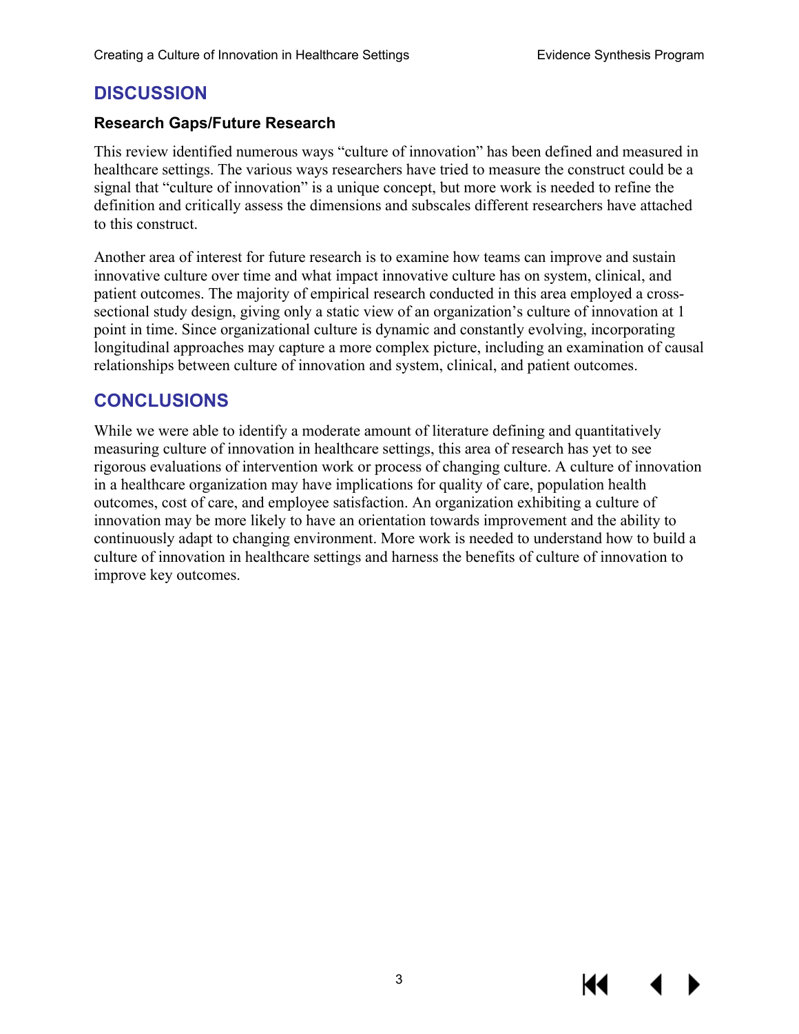## DISCUSSION

### Research Gaps/Future Research

This review identified numerous ways "culture of innovation" has been defined and measured in healthcare settings. The various ways researchers have tried to measure the construct could be a signal that "culture of innovation" is a unique concept, but more work is needed to refine the definition and critically assess the dimensions and subscales different researchers have attached to this construct.

Another area of interest for future research is to examine how teams can improve and sustain innovative culture over time and what impact innovative culture has on system, clinical, and patient outcomes. The majority of empirical research conducted in this area employed a cross-sectional study design, giving only a static view of an organization's culture of innovation at 1 point in time. Since organizational culture is dynamic and constantly evolving, incorporating longitudinal approaches may capture a more complex picture, including an examination of causal relationships between culture of innovation and system, clinical, and patient outcomes.

## CONCLUSIONS

While we were able to identify a moderate amount of literature defining and quantitatively measuring culture of innovation in healthcare settings, this area of research has yet to see rigorous evaluations of intervention work or process of changing culture. A culture of innovation in a healthcare organization may have implications for quality of care, population health outcomes, cost of care, and employee satisfaction. An organization exhibiting a culture of innovation may be more likely to have an orientation towards improvement and the ability to continuously adapt to changing environment. More work is needed to understand how to build a culture of innovation in healthcare settings and harness the benefits of culture of innovation to improve key outcomes.